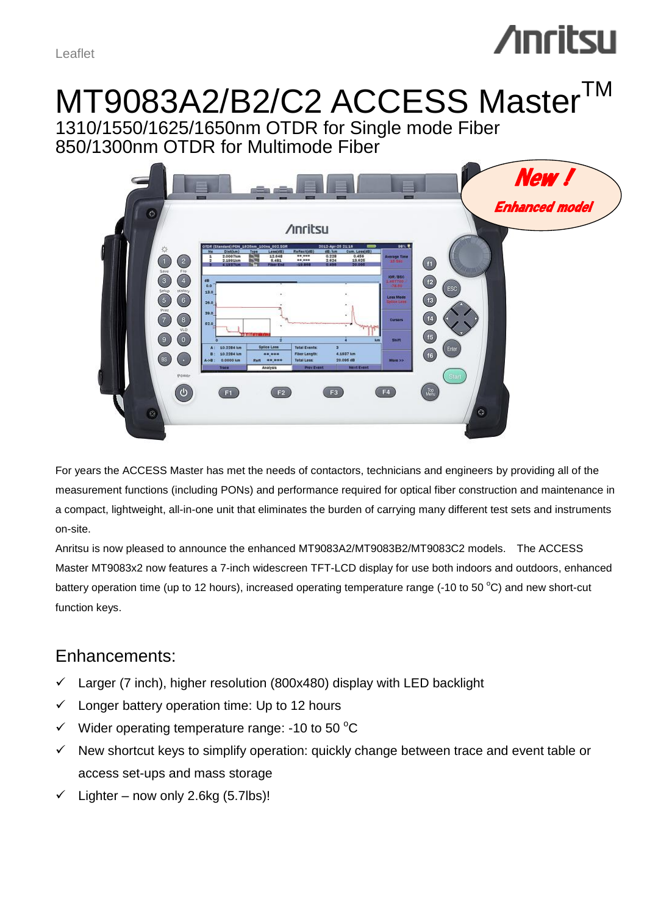Leaflet

# MT9083A2/B2/C2 ACCESS Master™

1310/1550/1625/1650nm OTDR for Single mode Fiber
850/1300nm OTDR for Multimode Fiber

New ! Enhanced model

For years the ACCESS Master has met the needs of contactors, technicians and engineers by providing all of the measurement functions (including PONs) and performance required for optical fiber construction and maintenance in a compact, lightweight, all-in-one unit that eliminates the burden of carrying many different test sets and instruments on-site.

Anritsu is now pleased to announce the enhanced MT9083A2/MT9083B2/MT9083C2 models. The ACCESS Master MT9083x2 now features a 7-inch widescreen TFT-LCD display for use both indoors and outdoors, enhanced battery operation time (up to 12 hours), increased operating temperature range (-10 to 50 °C) and new short-cut function keys.

## Enhancements:

- ✓ Larger (7 inch), higher resolution (800x480) display with LED backlight
- ✓ Longer battery operation time: Up to 12 hours
- ✓ Wider operating temperature range: -10 to 50 °C
- ✓ New shortcut keys to simplify operation: quickly change between trace and event table or access set-ups and mass storage
- ✓ Lighter – now only 2.6kg (5.7lbs)!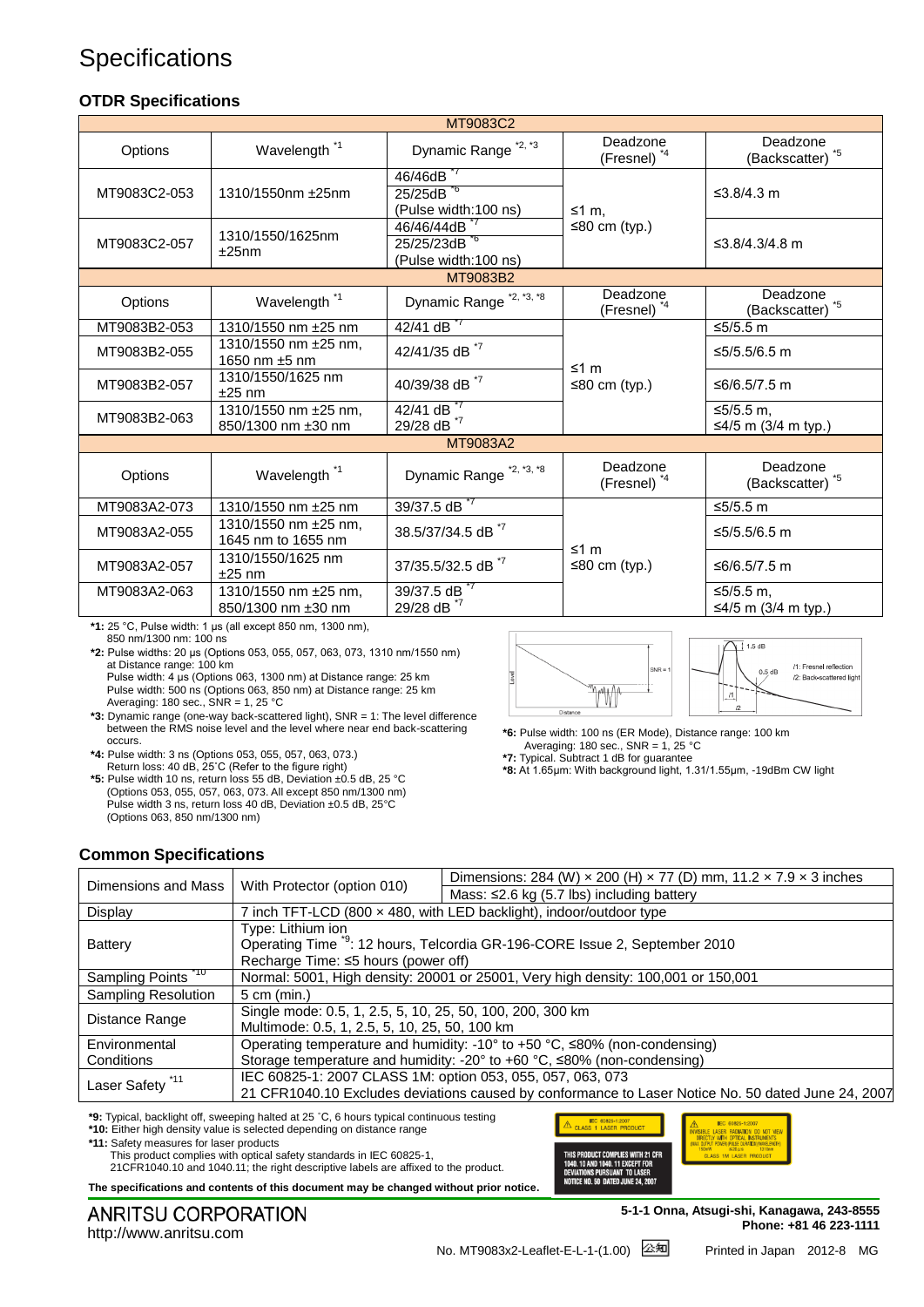# Specifications

### OTDR Specifications

| MT9083C2 | | | | |
|---|---|---|---|---|
| Options | Wavelength [*1] | Dynamic Range [*2, *3] | Deadzone (Fresnel) [*4] | Deadzone (Backscatter) [*5] |
| MT9083C2-053 | 1310/1550nm ±25nm | 46/46dB [*7]<br>25/25dB [*6]<br>(Pulse width:100 ns) | ≤1 m,<br>≤80 cm (typ.) | ≤3.8/4.3 m |
| MT9083C2-057 | 1310/1550/1625nm ±25nm | 46/46/44dB [*7]<br>25/25/23dB [*6]<br>(Pulse width:100 ns) | | ≤3.8/4.3/4.8 m |
| MT9083B2 | | | | |
| Options | Wavelength [*1] | Dynamic Range [*2, *3, *8] | Deadzone (Fresnel) [*4] | Deadzone (Backscatter) [*5] |
| MT9083B2-053 | 1310/1550 nm ±25 nm | 42/41 dB [*7] | ≤1 m<br>≤80 cm (typ.) | ≤5/5.5 m |
| MT9083B2-055 | 1310/1550 nm ±25 nm, 1650 nm ±5 nm | 42/41/35 dB [*7] | | ≤5/5.5/6.5 m |
| MT9083B2-057 | 1310/1550/1625 nm ±25 nm | 40/39/38 dB [*7] | | ≤6/6.5/7.5 m |
| MT9083B2-063 | 1310/1550 nm ±25 nm, 850/1300 nm ±30 nm | 42/41 dB [*7]<br>29/28 dB [*7] | | ≤5/5.5 m,<br>≤4/5 m (3/4 m typ.) |
| MT9083A2 | | | | |
| Options | Wavelength [*1] | Dynamic Range [*2, *3, *8] | Deadzone (Fresnel) [*4] | Deadzone (Backscatter) [*5] |
| MT9083A2-073 | 1310/1550 nm ±25 nm | 39/37.5 dB [*7] | ≤1 m<br>≤80 cm (typ.) | ≤5/5.5 m |
| MT9083A2-055 | 1310/1550 nm ±25 nm, 1645 nm to 1655 nm | 38.5/37/34.5 dB [*7] | | ≤5/5.5/6.5 m |
| MT9083A2-057 | 1310/1550/1625 nm ±25 nm | 37/35.5/32.5 dB [*7] | | ≤6/6.5/7.5 m |
| MT9083A2-063 | 1310/1550 nm ±25 nm, 850/1300 nm ±30 nm | 39/37.5 dB [*7]<br>29/28 dB [*7] | | ≤5/5.5 m,<br>≤4/5 m (3/4 m typ.) |

**\*1:** 25 °C, Pulse width: 1 µs (all except 850 nm, 1300 nm), 850 nm/1300 nm: 100 ns

**\*2:** Pulse widths: 20 µs (Options 053, 055, 057, 063, 073, 1310 nm/1550 nm) at Distance range: 100 km
Pulse width: 4 µs (Options 063, 1300 nm) at Distance range: 25 km
Pulse width: 500 ns (Options 063, 850 nm) at Distance range: 25 km
Averaging: 180 sec., SNR = 1, 25 °C

**\*3:** Dynamic range (one-way back-scattered light), SNR = 1: The level difference between the RMS noise level and the level where near end back-scattering occurs.

**\*4:** Pulse width: 3 ns (Options 053, 055, 057, 063, 073.)
Return loss: 40 dB, 25˚C (Refer to the figure right)

**\*5:** Pulse width 10 ns, return loss 55 dB, Deviation ±0.5 dB, 25 °C (Options 053, 055, 057, 063, 073. All except 850 nm/1300 nm)
Pulse width 3 ns, return loss 40 dB, Deviation ±0.5 dB, 25°C (Options 063, 850 nm/1300 nm)

Level
SNR = 1
Distance

1.5 dB
0.5 dB
/1: Fresnel reflection
/2: Back-scattered light
/1
/2

**\*6:** Pulse width: 100 ns (ER Mode), Distance range: 100 km
Averaging: 180 sec., SNR = 1, 25 °C

**\*7:** Typical. Subtract 1 dB for guarantee

**\*8:** At 1.65µm: With background light, 1.31/1.55µm, -19dBm CW light

### Common Specifications

| | | |
|---|---|---|
| Dimensions and Mass | With Protector (option 010) | Dimensions: 284 (W) × 200 (H) × 77 (D) mm, 11.2 × 7.9 × 3 inches |
| | | Mass: ≤2.6 kg (5.7 lbs) including battery |
| Display | 7 inch TFT-LCD (800 × 480, with LED backlight), indoor/outdoor type | |
| Battery | Type: Lithium ion<br>Operating Time [*9]: 12 hours, Telcordia GR-196-CORE Issue 2, September 2010<br>Recharge Time: ≤5 hours (power off) | |
| Sampling Points [*10] | Normal: 5001, High density: 20001 or 25001, Very high density: 100,001 or 150,001 | |
| Sampling Resolution | 5 cm (min.) | |
| Distance Range | Single mode: 0.5, 1, 2.5, 5, 10, 25, 50, 100, 200, 300 km<br>Multimode: 0.5, 1, 2.5, 5, 10, 25, 50, 100 km | |
| Environmental Conditions | Operating temperature and humidity: -10° to +50 °C, ≤80% (non-condensing)<br>Storage temperature and humidity: -20° to +60 °C, ≤80% (non-condensing) | |
| Laser Safety [*11] | IEC 60825-1: 2007 CLASS 1M: option 053, 055, 057, 063, 073<br>21 CFR1040.10 Excludes deviations caused by conformance to Laser Notice No. 50 dated June 24, 2007 | |

**\*9:** Typical, backlight off, sweeping halted at 25 ˚C, 6 hours typical continuous testing

**\*10:** Either high density value is selected depending on distance range

**\*11:** Safety measures for laser products
This product complies with optical safety standards in IEC 60825-1, 21CFR1040.10 and 1040.11; the right descriptive labels are affixed to the product.

IEC 60825-1:2007 CLASS 1 LASER PRODUCT

THIS PRODUCT COMPLIES WITH 21 CFR 1040.10 AND 1040.11 EXCEPT FOR DEVIATIONS PURSUANT TO LASER NOTICE NO. 50 DATED JUNE 24, 2007

IEC 60825-1:2007 INVISIBLE LASER RADIATION DO NOT VIEW DIRECTLY WITH OPTICAL INSTRUMENTS CLASS 1M LASER PRODUCT

**The specifications and contents of this document may be changed without prior notice.**

ANRITSU CORPORATION
http://www.anritsu.com

**5-1-1 Onna, Atsugi-shi, Kanagawa, 243-8555**
**Phone: +81 46 223-1111**

No. MT9083x2-Leaflet-E-L-1-(1.00) 公知 Printed in Japan 2012-8 MG